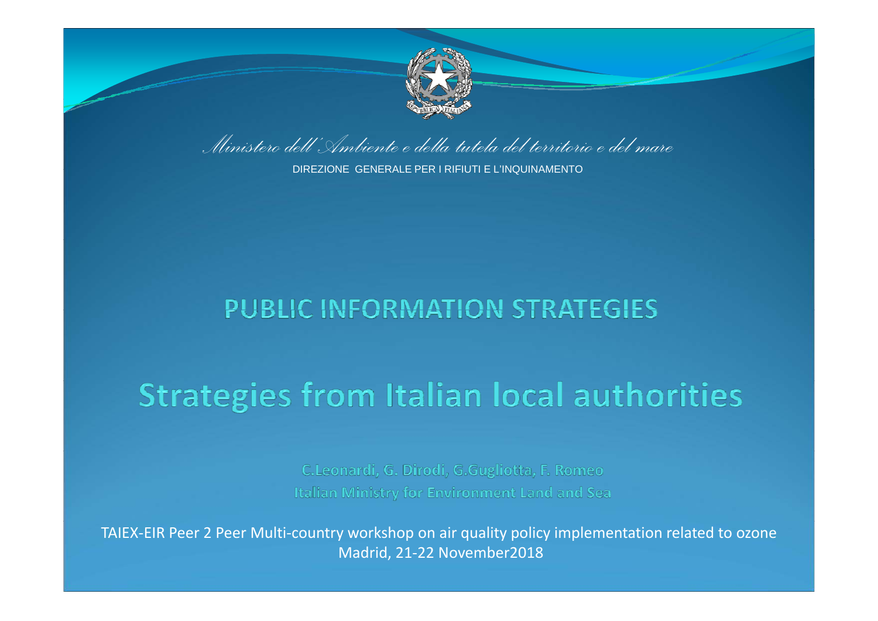*Ministero dell'Ambiente e della tutela del territorio e del mare*

DIREZIONE GENERALE PER I RIFIUTI E L'INQUINAMENTO

# PUBLIC INFORMATION STRATEGIES

# Strategies from Italian local authorities

C.Leonardi, G. Dirodi, G.Gugliotta, F. Romeo

Italian Ministry for Environment Land and Sea

TAIEX-EIR Peer 2 Peer Multi-country workshop on air quality policy implementation related to ozone
Madrid, 21-22 November2018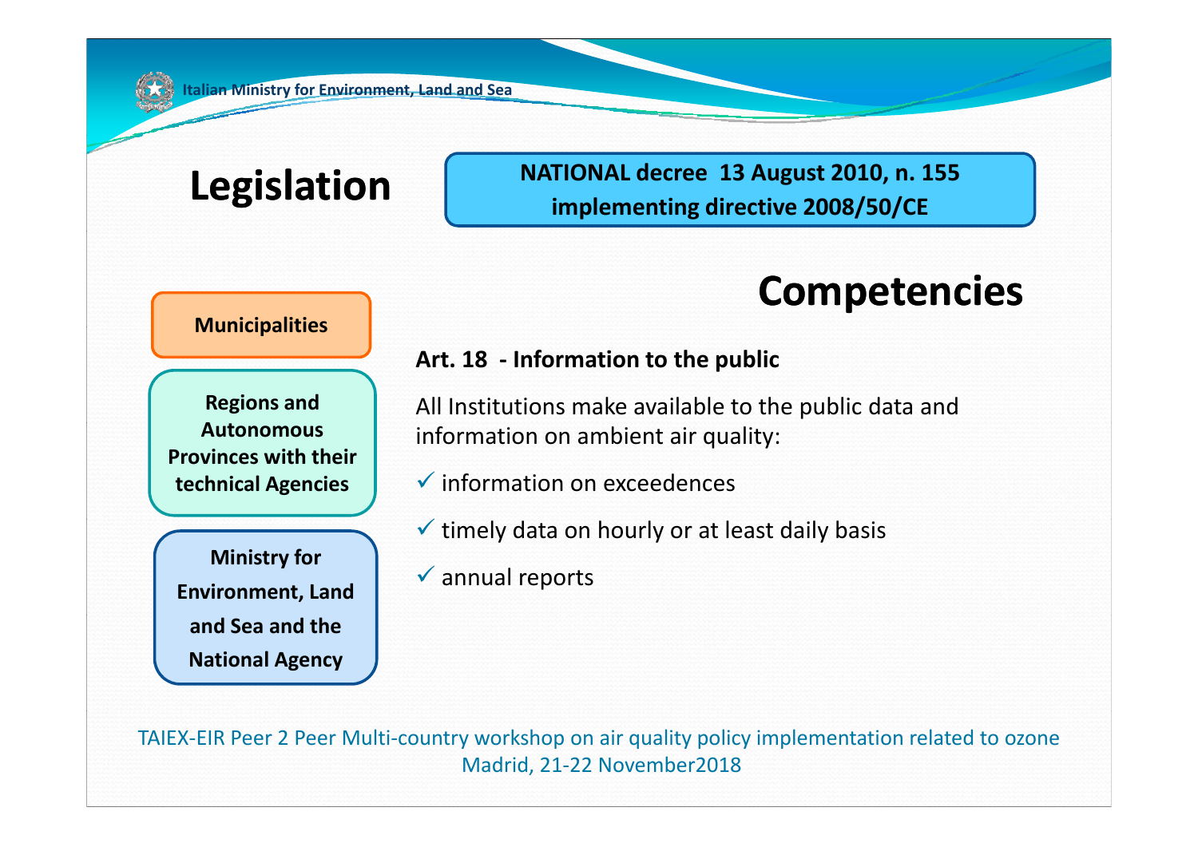# Legislation

**NATIONAL decree 13 August 2010, n. 155 implementing directive 2008/50/CE**

## Competencies

- **Municipalities**
- **Regions and Autonomous Provinces with their technical Agencies**
- **Ministry for Environment, Land and Sea and the National Agency**

**Art. 18 - Information to the public**

All Institutions make available to the public data and information on ambient air quality:

- ✓ information on exceedences
- ✓ timely data on hourly or at least daily basis
- ✓ annual reports

TAIEX-EIR Peer 2 Peer Multi-country workshop on air quality policy implementation related to ozone
Madrid, 21-22 November2018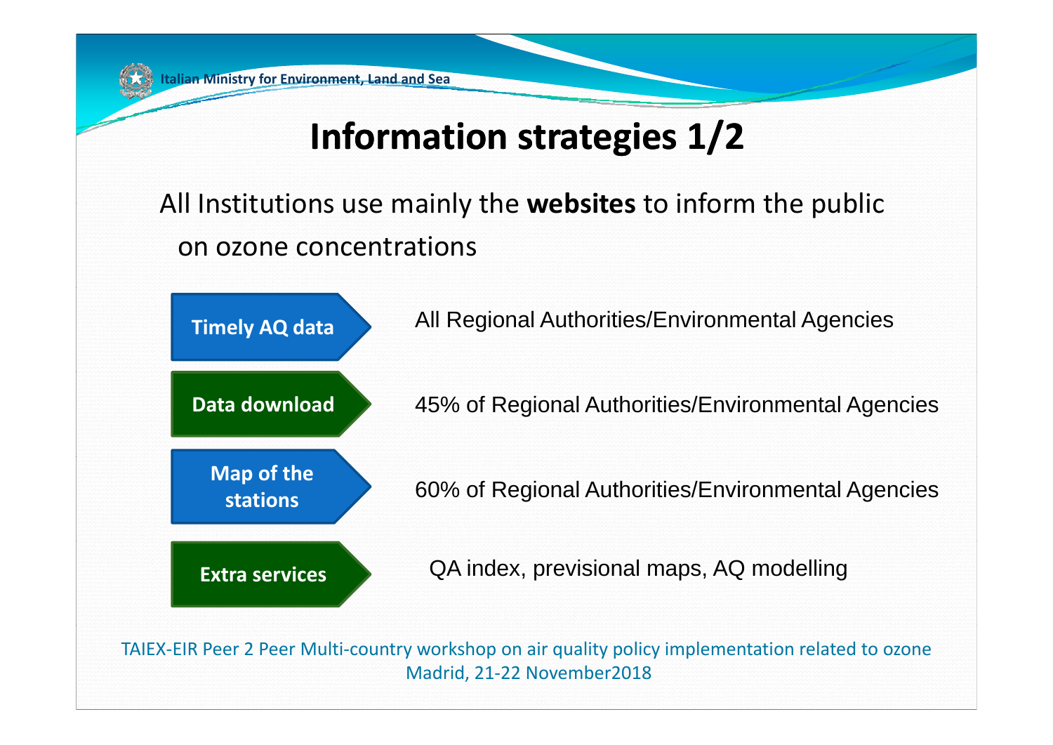# Information strategies 1/2

All Institutions use mainly the **websites** to inform the public on ozone concentrations

- **Timely AQ data** — All Regional Authorities/Environmental Agencies
- **Data download** — 45% of Regional Authorities/Environmental Agencies
- **Map of the stations** — 60% of Regional Authorities/Environmental Agencies
- **Extra services** — QA index, previsional maps, AQ modelling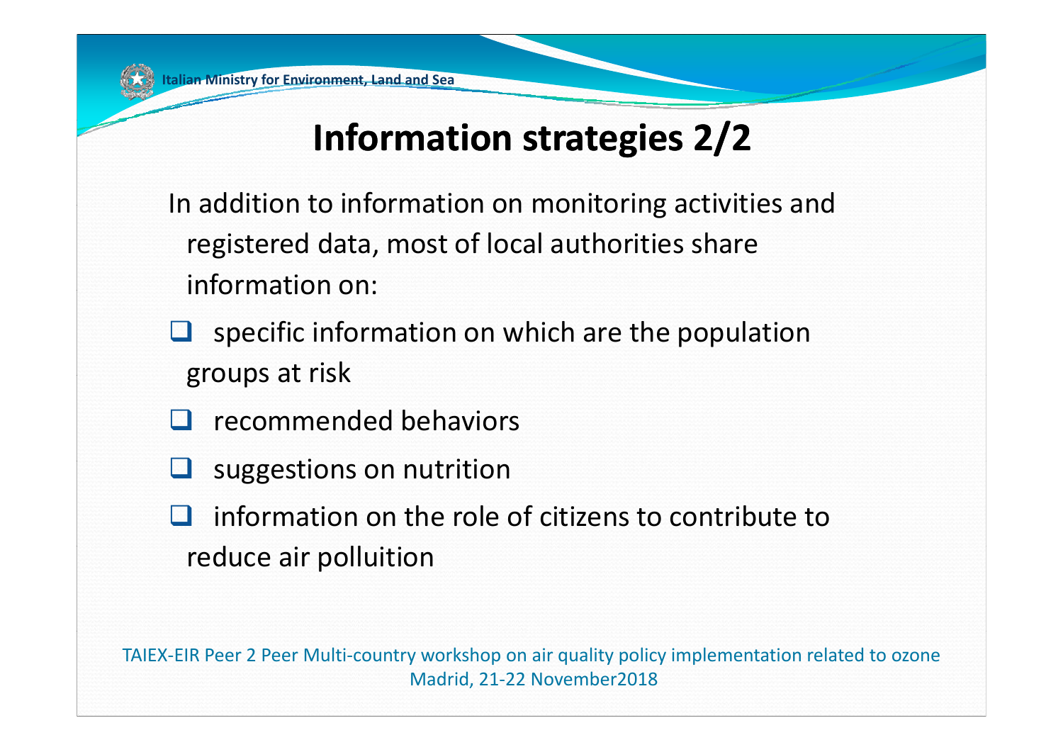# Information strategies 2/2

In addition to information on monitoring activities and registered data, most of local authorities share information on:

- specific information on which are the population groups at risk
- recommended behaviors
- suggestions on nutrition
- information on the role of citizens to contribute to reduce air polluition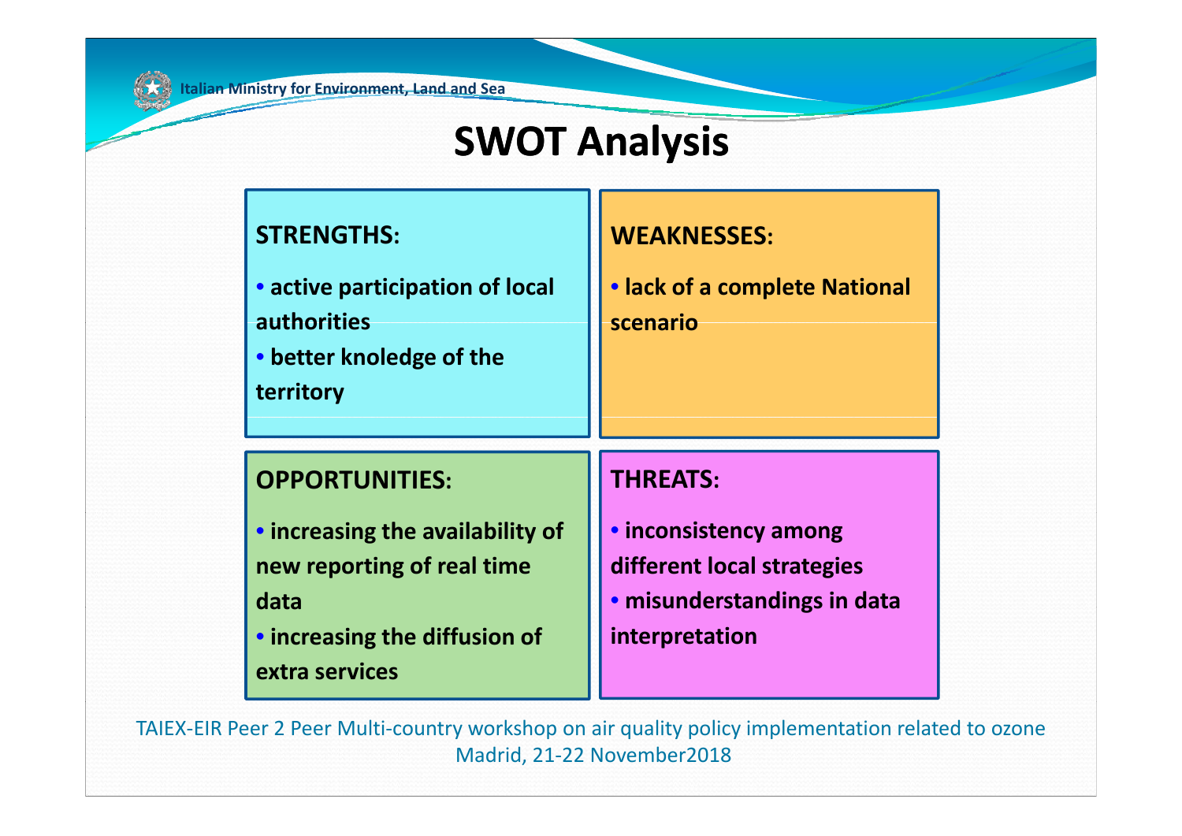# SWOT Analysis

| STRENGTHS: | WEAKNESSES: |
| --- | --- |
| • active participation of local authorities<br>• better knoledge of the territory | • lack of a complete National scenario |
| **OPPORTUNITIES:** | **THREATS:** |
| • increasing the availability of new reporting of real time data<br>• increasing the diffusion of extra services | • inconsistency among different local strategies<br>• misunderstandings in data interpretation |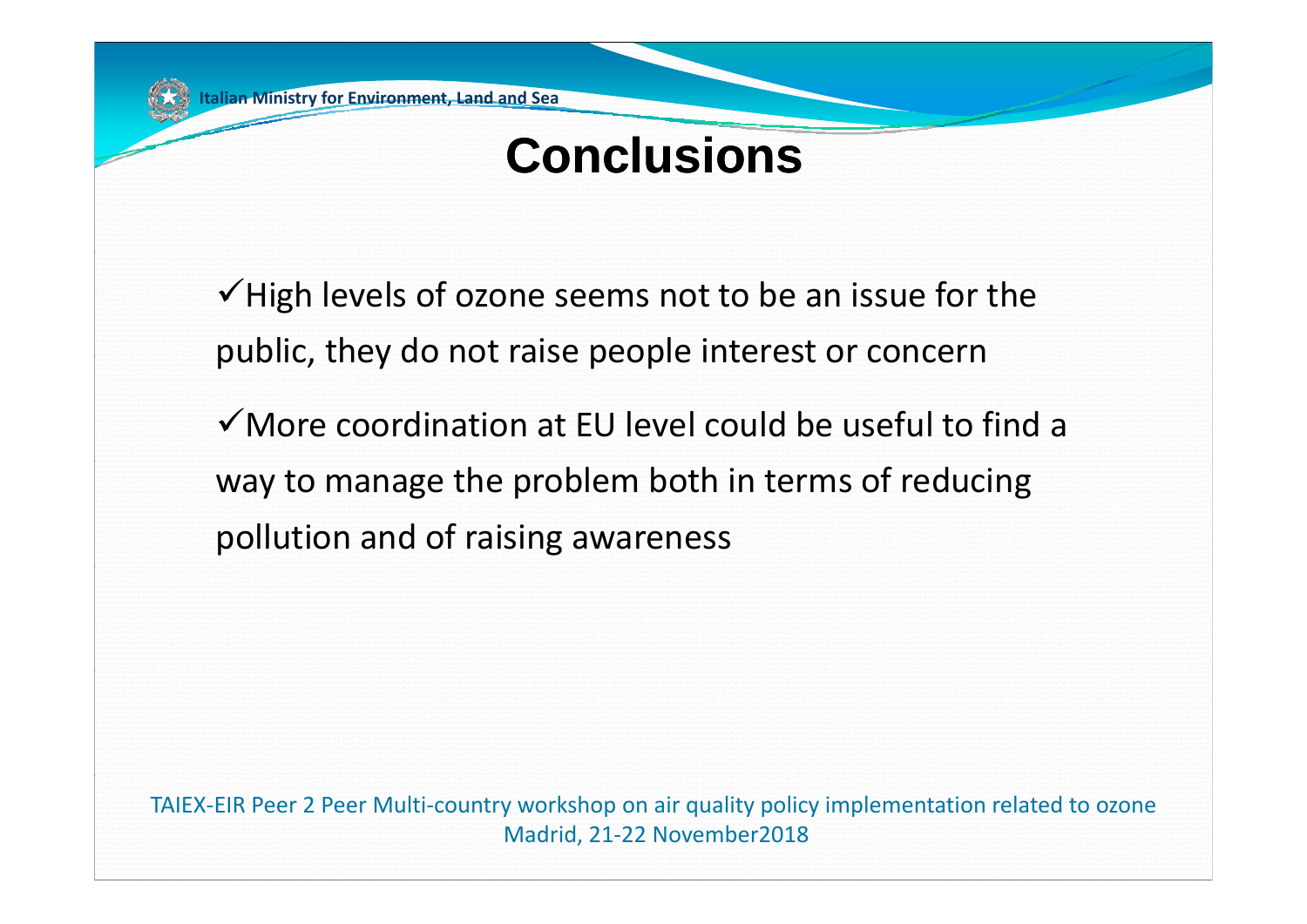# Conclusions

- ✓High levels of ozone seems not to be an issue for the public, they do not raise people interest or concern
- ✓More coordination at EU level could be useful to find a way to manage the problem both in terms of reducing pollution and of raising awareness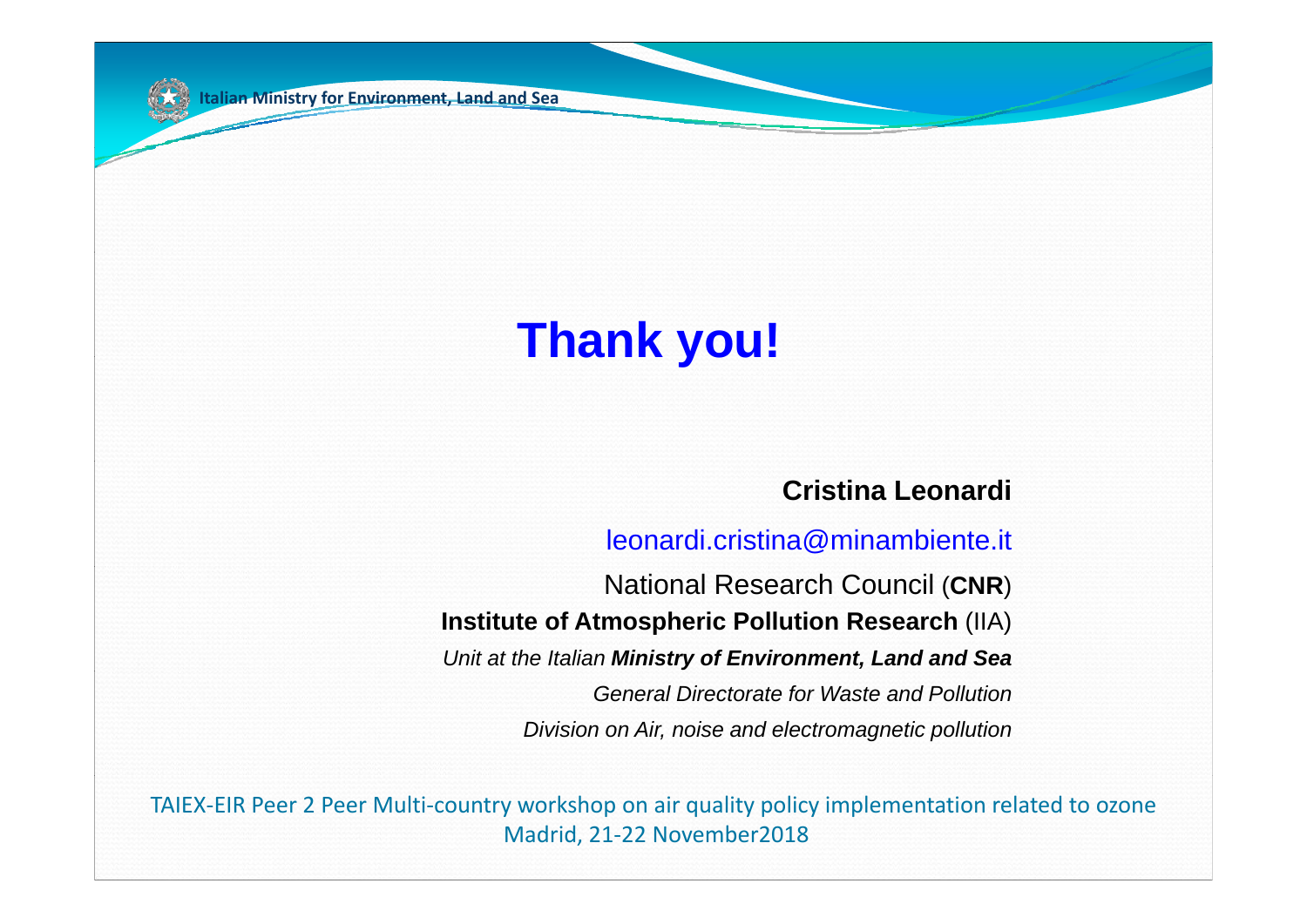# Thank you!

**Cristina Leonardi**

leonardi.cristina@minambiente.it

National Research Council (**CNR**)

**Institute of Atmospheric Pollution Research** (IIA)

*Unit at the Italian **Ministry of Environment, Land and Sea***

*General Directorate for Waste and Pollution*

*Division on Air, noise and electromagnetic pollution*